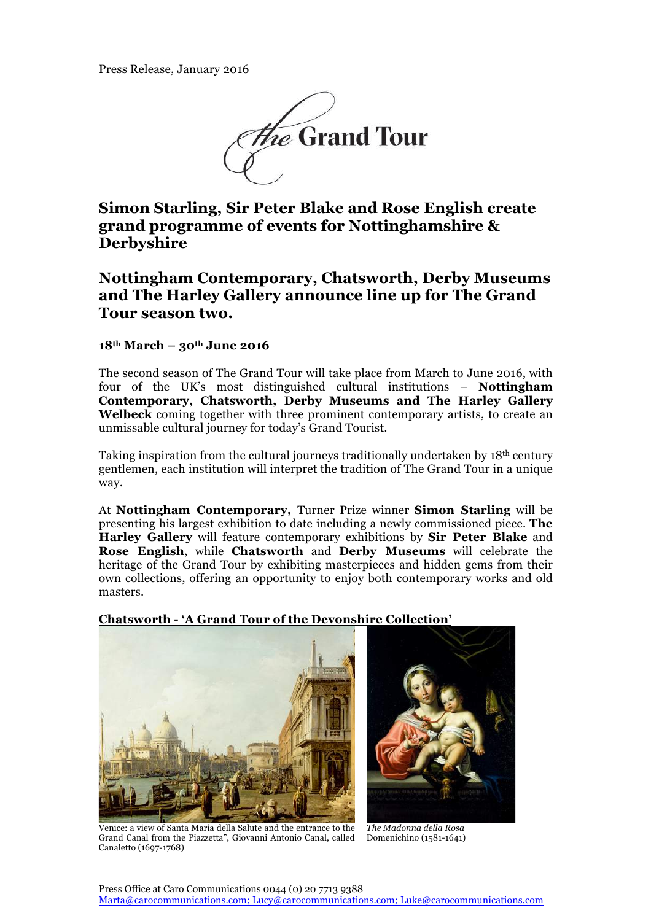Press Release, January 2016

The Grand Tour

## Simon Starling, Sir Peter Blake and Rose English create grand programme of events for Nottinghamshire & Derbyshire

## Nottingham Contemporary, Chatsworth, Derby Museums and The Harley Gallery announce line up for The Grand Tour season two.

**18th March – 30th June 2016**

The second season of The Grand Tour will take place from March to June 2016, with four of the UK's most distinguished cultural institutions – **Nottingham Contemporary, Chatsworth, Derby Museums and The Harley Gallery Welbeck** coming together with three prominent contemporary artists, to create an unmissable cultural journey for today's Grand Tourist.

Taking inspiration from the cultural journeys traditionally undertaken by 18th century gentlemen, each institution will interpret the tradition of The Grand Tour in a unique way.

At **Nottingham Contemporary,** Turner Prize winner **Simon Starling** will be presenting his largest exhibition to date including a newly commissioned piece. **The Harley Gallery** will feature contemporary exhibitions by **Sir Peter Blake** and **Rose English**, while **Chatsworth** and **Derby Museums** will celebrate the heritage of the Grand Tour by exhibiting masterpieces and hidden gems from their own collections, offering an opportunity to enjoy both contemporary works and old masters.

**Chatsworth - 'A Grand Tour of the Devonshire Collection'**

Venice: a view of Santa Maria della Salute and the entrance to the Grand Canal from the Piazzetta", Giovanni Antonio Canal, called Canaletto (1697-1768)

*The Madonna della Rosa*
Domenichino (1581-1641)

Press Office at Caro Communications 0044 (0) 20 7713 9388
Marta@carocommunications.com; Lucy@carocommunications.com; Luke@carocommunications.com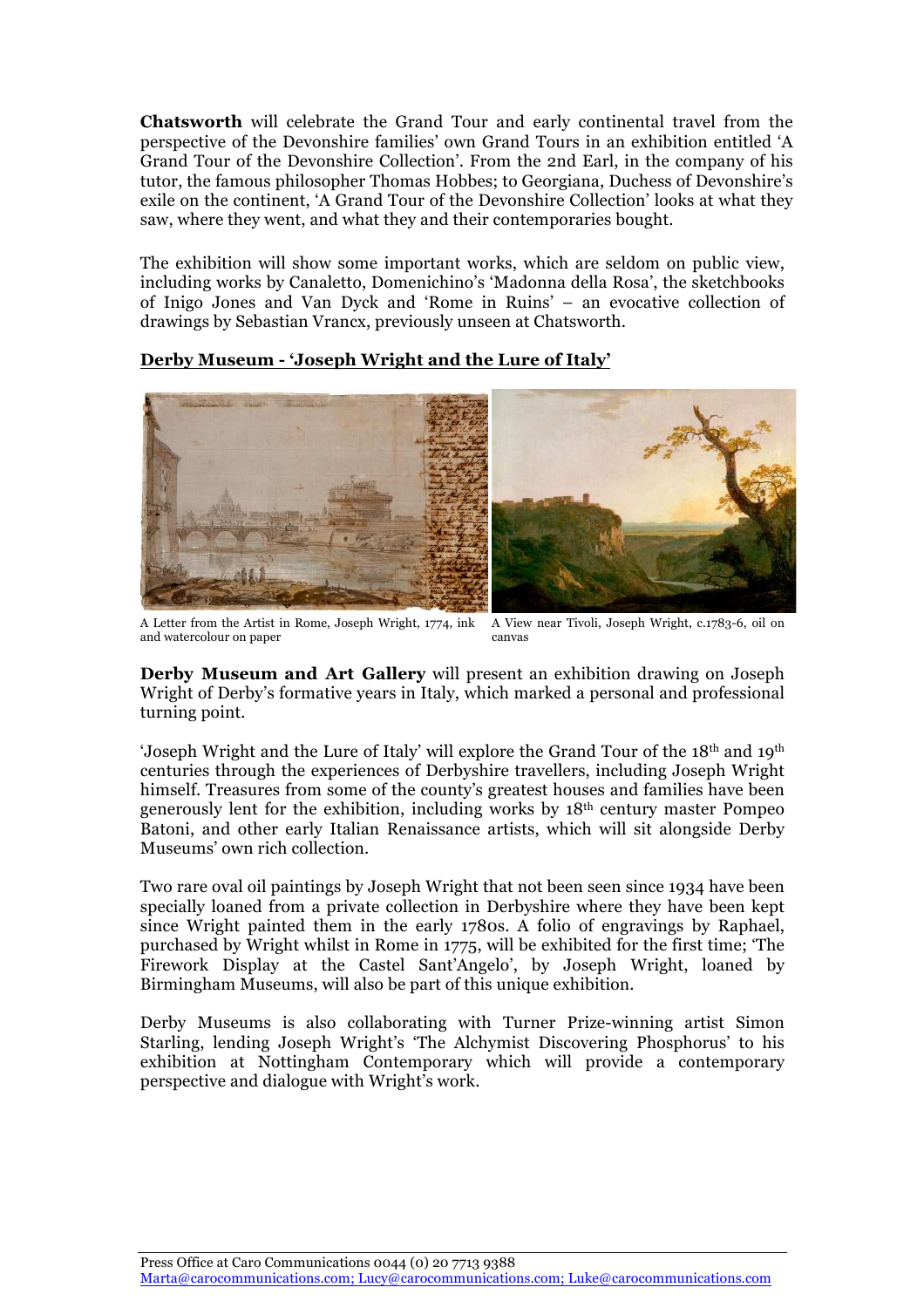**Chatsworth** will celebrate the Grand Tour and early continental travel from the perspective of the Devonshire families' own Grand Tours in an exhibition entitled 'A Grand Tour of the Devonshire Collection'. From the 2nd Earl, in the company of his tutor, the famous philosopher Thomas Hobbes; to Georgiana, Duchess of Devonshire's exile on the continent, 'A Grand Tour of the Devonshire Collection' looks at what they saw, where they went, and what they and their contemporaries bought.

The exhibition will show some important works, which are seldom on public view, including works by Canaletto, Domenichino's 'Madonna della Rosa', the sketchbooks of Inigo Jones and Van Dyck and 'Rome in Ruins' – an evocative collection of drawings by Sebastian Vrancx, previously unseen at Chatsworth.

## Derby Museum - 'Joseph Wright and the Lure of Italy'

A Letter from the Artist in Rome, Joseph Wright, 1774, ink and watercolour on paper

A View near Tivoli, Joseph Wright, c.1783-6, oil on canvas

**Derby Museum and Art Gallery** will present an exhibition drawing on Joseph Wright of Derby's formative years in Italy, which marked a personal and professional turning point.

'Joseph Wright and the Lure of Italy' will explore the Grand Tour of the 18th and 19th centuries through the experiences of Derbyshire travellers, including Joseph Wright himself. Treasures from some of the county's greatest houses and families have been generously lent for the exhibition, including works by 18th century master Pompeo Batoni, and other early Italian Renaissance artists, which will sit alongside Derby Museums' own rich collection.

Two rare oval oil paintings by Joseph Wright that not been seen since 1934 have been specially loaned from a private collection in Derbyshire where they have been kept since Wright painted them in the early 1780s. A folio of engravings by Raphael, purchased by Wright whilst in Rome in 1775, will be exhibited for the first time; 'The Firework Display at the Castel Sant'Angelo', by Joseph Wright, loaned by Birmingham Museums, will also be part of this unique exhibition.

Derby Museums is also collaborating with Turner Prize-winning artist Simon Starling, lending Joseph Wright's 'The Alchymist Discovering Phosphorus' to his exhibition at Nottingham Contemporary which will provide a contemporary perspective and dialogue with Wright's work.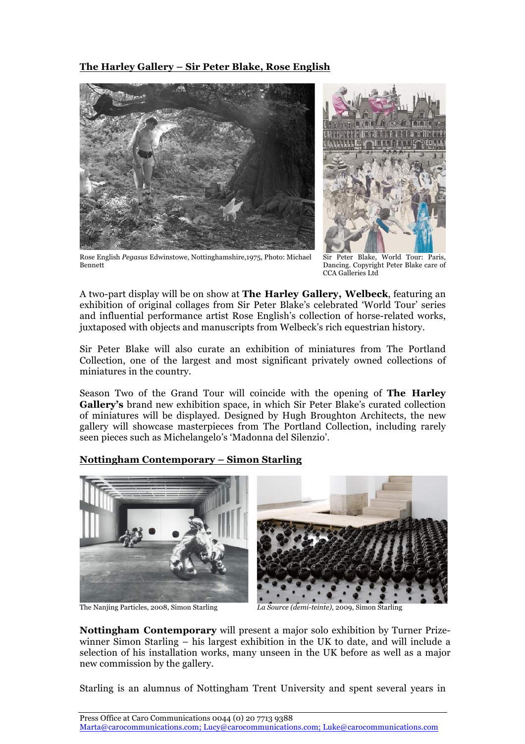**The Harley Gallery – Sir Peter Blake, Rose English**

Rose English *Pegasus* Edwinstowe, Nottinghamshire,1975, Photo: Michael Bennett

Sir Peter Blake, World Tour: Paris, Dancing. Copyright Peter Blake care of CCA Galleries Ltd

A two-part display will be on show at **The Harley Gallery, Welbeck**, featuring an exhibition of original collages from Sir Peter Blake's celebrated 'World Tour' series and influential performance artist Rose English's collection of horse-related works, juxtaposed with objects and manuscripts from Welbeck's rich equestrian history.

Sir Peter Blake will also curate an exhibition of miniatures from The Portland Collection, one of the largest and most significant privately owned collections of miniatures in the country.

Season Two of the Grand Tour will coincide with the opening of **The Harley Gallery's** brand new exhibition space, in which Sir Peter Blake's curated collection of miniatures will be displayed. Designed by Hugh Broughton Architects, the new gallery will showcase masterpieces from The Portland Collection, including rarely seen pieces such as Michelangelo's 'Madonna del Silenzio'.

**Nottingham Contemporary – Simon Starling**

The Nanjing Particles, 2008, Simon Starling

*La Source (demi-teinte)*, 2009, Simon Starling

**Nottingham Contemporary** will present a major solo exhibition by Turner Prize-winner Simon Starling – his largest exhibition in the UK to date, and will include a selection of his installation works, many unseen in the UK before as well as a major new commission by the gallery.

Starling is an alumnus of Nottingham Trent University and spent several years in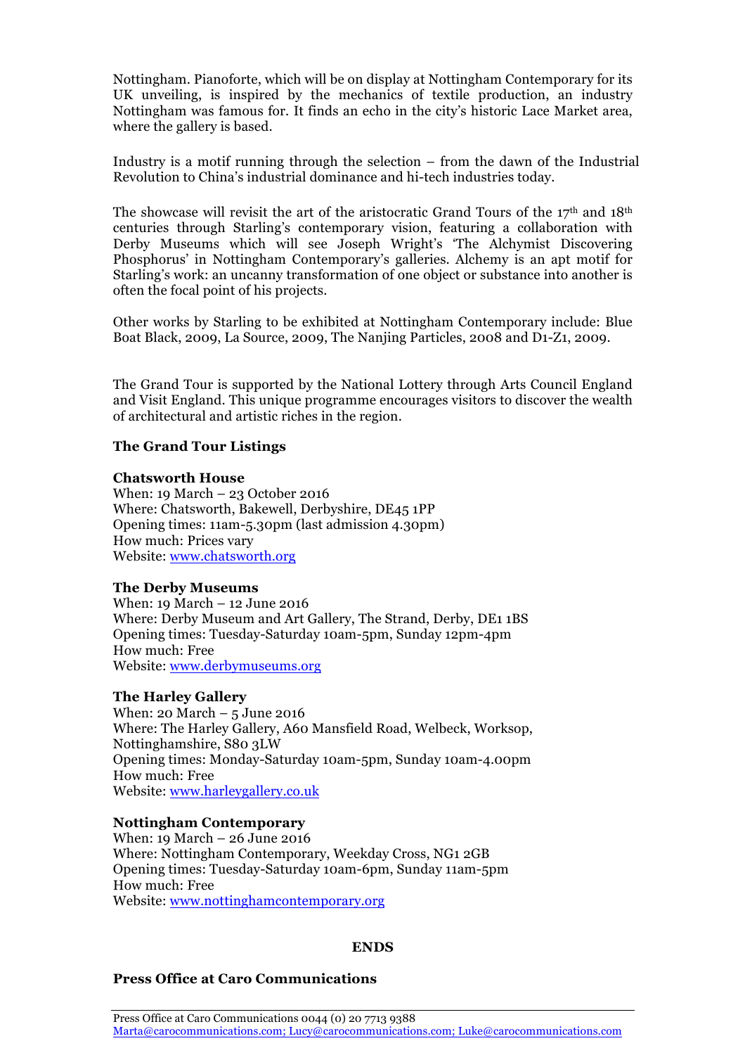Nottingham. Pianoforte, which will be on display at Nottingham Contemporary for its UK unveiling, is inspired by the mechanics of textile production, an industry Nottingham was famous for. It finds an echo in the city's historic Lace Market area, where the gallery is based.

Industry is a motif running through the selection – from the dawn of the Industrial Revolution to China's industrial dominance and hi-tech industries today.

The showcase will revisit the art of the aristocratic Grand Tours of the 17th and 18th centuries through Starling's contemporary vision, featuring a collaboration with Derby Museums which will see Joseph Wright's 'The Alchymist Discovering Phosphorus' in Nottingham Contemporary's galleries. Alchemy is an apt motif for Starling's work: an uncanny transformation of one object or substance into another is often the focal point of his projects.

Other works by Starling to be exhibited at Nottingham Contemporary include: Blue Boat Black, 2009, La Source, 2009, The Nanjing Particles, 2008 and D1-Z1, 2009.

The Grand Tour is supported by the National Lottery through Arts Council England and Visit England. This unique programme encourages visitors to discover the wealth of architectural and artistic riches in the region.

**The Grand Tour Listings**

**Chatsworth House**
When: 19 March – 23 October 2016
Where: Chatsworth, Bakewell, Derbyshire, DE45 1PP
Opening times: 11am-5.30pm (last admission 4.30pm)
How much: Prices vary
Website: www.chatsworth.org

**The Derby Museums**
When: 19 March – 12 June 2016
Where: Derby Museum and Art Gallery, The Strand, Derby, DE1 1BS
Opening times: Tuesday-Saturday 10am-5pm, Sunday 12pm-4pm
How much: Free
Website: www.derbymuseums.org

**The Harley Gallery**
When: 20 March – 5 June 2016
Where: The Harley Gallery, A60 Mansfield Road, Welbeck, Worksop, Nottinghamshire, S80 3LW
Opening times: Monday-Saturday 10am-5pm, Sunday 10am-4.00pm
How much: Free
Website: www.harleygallery.co.uk

**Nottingham Contemporary**
When: 19 March – 26 June 2016
Where: Nottingham Contemporary, Weekday Cross, NG1 2GB
Opening times: Tuesday-Saturday 10am-6pm, Sunday 11am-5pm
How much: Free
Website: www.nottinghamcontemporary.org

**ENDS**

**Press Office at Caro Communications**

Press Office at Caro Communications 0044 (0) 20 7713 9388
Marta@carocommunications.com; Lucy@carocommunications.com; Luke@carocommunications.com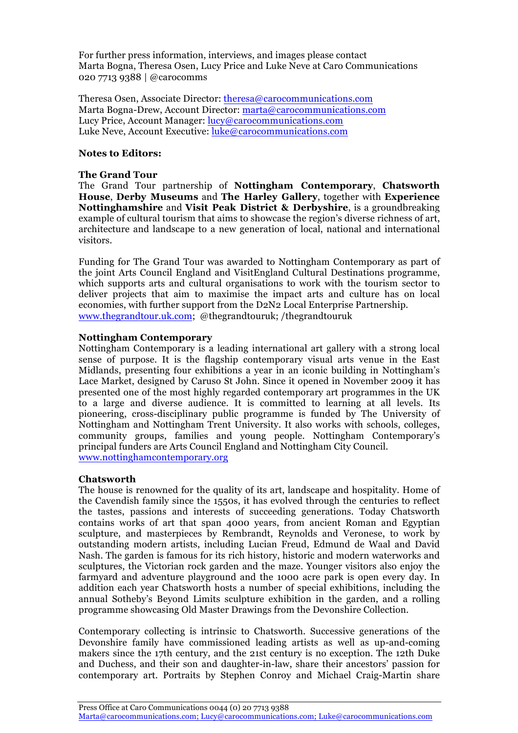For further press information, interviews, and images please contact
Marta Bogna, Theresa Osen, Lucy Price and Luke Neve at Caro Communications
020 7713 9388 | @carocomms

Theresa Osen, Associate Director: theresa@carocommunications.com
Marta Bogna-Drew, Account Director: marta@carocommunications.com
Lucy Price, Account Manager: lucy@carocommunications.com
Luke Neve, Account Executive: luke@carocommunications.com

**Notes to Editors:**

**The Grand Tour**

The Grand Tour partnership of **Nottingham Contemporary**, **Chatsworth House**, **Derby Museums** and **The Harley Gallery**, together with **Experience Nottinghamshire** and **Visit Peak District & Derbyshire**, is a groundbreaking example of cultural tourism that aims to showcase the region's diverse richness of art, architecture and landscape to a new generation of local, national and international visitors.

Funding for The Grand Tour was awarded to Nottingham Contemporary as part of the joint Arts Council England and VisitEngland Cultural Destinations programme, which supports arts and cultural organisations to work with the tourism sector to deliver projects that aim to maximise the impact arts and culture has on local economies, with further support from the D2N2 Local Enterprise Partnership.
www.thegrandtour.uk.com; @thegrandtouruk; /thegrandtouruk

**Nottingham Contemporary**

Nottingham Contemporary is a leading international art gallery with a strong local sense of purpose. It is the flagship contemporary visual arts venue in the East Midlands, presenting four exhibitions a year in an iconic building in Nottingham's Lace Market, designed by Caruso St John. Since it opened in November 2009 it has presented one of the most highly regarded contemporary art programmes in the UK to a large and diverse audience. It is committed to learning at all levels. Its pioneering, cross-disciplinary public programme is funded by The University of Nottingham and Nottingham Trent University. It also works with schools, colleges, community groups, families and young people. Nottingham Contemporary's principal funders are Arts Council England and Nottingham City Council.
www.nottinghamcontemporary.org

**Chatsworth**

The house is renowned for the quality of its art, landscape and hospitality. Home of the Cavendish family since the 1550s, it has evolved through the centuries to reflect the tastes, passions and interests of succeeding generations. Today Chatsworth contains works of art that span 4000 years, from ancient Roman and Egyptian sculpture, and masterpieces by Rembrandt, Reynolds and Veronese, to work by outstanding modern artists, including Lucian Freud, Edmund de Waal and David Nash. The garden is famous for its rich history, historic and modern waterworks and sculptures, the Victorian rock garden and the maze. Younger visitors also enjoy the farmyard and adventure playground and the 1000 acre park is open every day. In addition each year Chatsworth hosts a number of special exhibitions, including the annual Sotheby's Beyond Limits sculpture exhibition in the garden, and a rolling programme showcasing Old Master Drawings from the Devonshire Collection.

Contemporary collecting is intrinsic to Chatsworth. Successive generations of the Devonshire family have commissioned leading artists as well as up-and-coming makers since the 17th century, and the 21st century is no exception. The 12th Duke and Duchess, and their son and daughter-in-law, share their ancestors' passion for contemporary art. Portraits by Stephen Conroy and Michael Craig-Martin share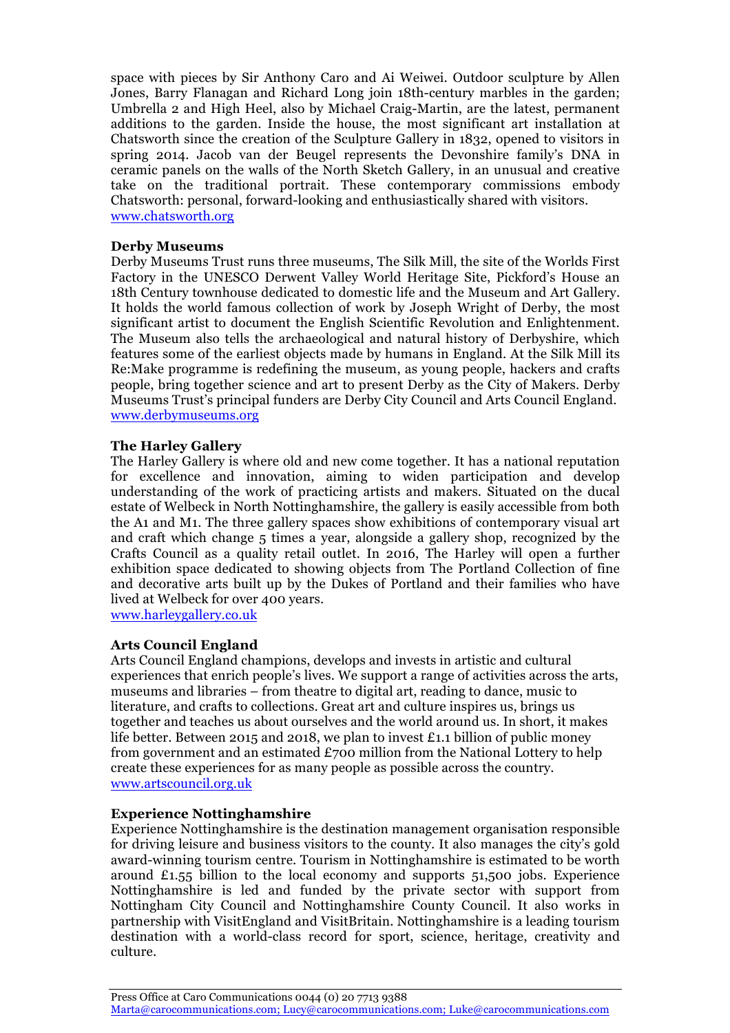space with pieces by Sir Anthony Caro and Ai Weiwei. Outdoor sculpture by Allen Jones, Barry Flanagan and Richard Long join 18th-century marbles in the garden; Umbrella 2 and High Heel, also by Michael Craig-Martin, are the latest, permanent additions to the garden. Inside the house, the most significant art installation at Chatsworth since the creation of the Sculpture Gallery in 1832, opened to visitors in spring 2014. Jacob van der Beugel represents the Devonshire family's DNA in ceramic panels on the walls of the North Sketch Gallery, in an unusual and creative take on the traditional portrait. These contemporary commissions embody Chatsworth: personal, forward-looking and enthusiastically shared with visitors.
www.chatsworth.org

**Derby Museums**
Derby Museums Trust runs three museums, The Silk Mill, the site of the Worlds First Factory in the UNESCO Derwent Valley World Heritage Site, Pickford's House an 18th Century townhouse dedicated to domestic life and the Museum and Art Gallery. It holds the world famous collection of work by Joseph Wright of Derby, the most significant artist to document the English Scientific Revolution and Enlightenment. The Museum also tells the archaeological and natural history of Derbyshire, which features some of the earliest objects made by humans in England. At the Silk Mill its Re:Make programme is redefining the museum, as young people, hackers and crafts people, bring together science and art to present Derby as the City of Makers. Derby Museums Trust's principal funders are Derby City Council and Arts Council England.
www.derbymuseums.org

**The Harley Gallery**
The Harley Gallery is where old and new come together. It has a national reputation for excellence and innovation, aiming to widen participation and develop understanding of the work of practicing artists and makers. Situated on the ducal estate of Welbeck in North Nottinghamshire, the gallery is easily accessible from both the A1 and M1. The three gallery spaces show exhibitions of contemporary visual art and craft which change 5 times a year, alongside a gallery shop, recognized by the Crafts Council as a quality retail outlet. In 2016, The Harley will open a further exhibition space dedicated to showing objects from The Portland Collection of fine and decorative arts built up by the Dukes of Portland and their families who have lived at Welbeck for over 400 years.
www.harleygallery.co.uk

**Arts Council England**
Arts Council England champions, develops and invests in artistic and cultural experiences that enrich people's lives. We support a range of activities across the arts, museums and libraries – from theatre to digital art, reading to dance, music to literature, and crafts to collections. Great art and culture inspires us, brings us together and teaches us about ourselves and the world around us. In short, it makes life better. Between 2015 and 2018, we plan to invest £1.1 billion of public money from government and an estimated £700 million from the National Lottery to help create these experiences for as many people as possible across the country.
www.artscouncil.org.uk

**Experience Nottinghamshire**
Experience Nottinghamshire is the destination management organisation responsible for driving leisure and business visitors to the county. It also manages the city's gold award-winning tourism centre. Tourism in Nottinghamshire is estimated to be worth around £1.55 billion to the local economy and supports 51,500 jobs. Experience Nottinghamshire is led and funded by the private sector with support from Nottingham City Council and Nottinghamshire County Council. It also works in partnership with VisitEngland and VisitBritain. Nottinghamshire is a leading tourism destination with a world-class record for sport, science, heritage, creativity and culture.

Press Office at Caro Communications 0044 (0) 20 7713 9388
Marta@carocommunications.com; Lucy@carocommunications.com; Luke@carocommunications.com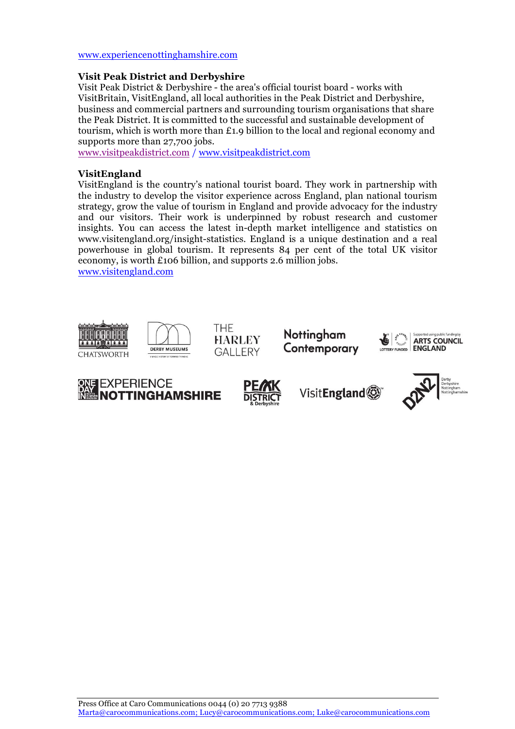www.experiencenottinghamshire.com

**Visit Peak District and Derbyshire**
Visit Peak District & Derbyshire - the area's official tourist board - works with VisitBritain, VisitEngland, all local authorities in the Peak District and Derbyshire, business and commercial partners and surrounding tourism organisations that share the Peak District. It is committed to the successful and sustainable development of tourism, which is worth more than £1.9 billion to the local and regional economy and supports more than 27,700 jobs.
www.visitpeakdistrict.com / www.visitpeakdistrict.com

**VisitEngland**
VisitEngland is the country's national tourist board. They work in partnership with the industry to develop the visitor experience across England, plan national tourism strategy, grow the value of tourism in England and provide advocacy for the industry and our visitors. Their work is underpinned by robust research and customer insights. You can access the latest in-depth market intelligence and statistics on www.visitengland.org/insight-statistics. England is a unique destination and a real powerhouse in global tourism. It represents 84 per cent of the total UK visitor economy, is worth £106 billion, and supports 2.6 million jobs.
www.visitengland.com

CHATSWORTH

DERBY MUSEUMS

THE HARLEY GALLERY

Nottingham Contemporary

LOTTERY FUNDED | Supported using public funding by ARTS COUNCIL ENGLAND

EXPERIENCE NOTTINGHAMSHIRE

PEAK DISTRICT & Derbyshire

VisitEngland

D2N2 Derby Derbyshire Nottingham Nottinghamshire

Press Office at Caro Communications 0044 (0) 20 7713 9388
Marta@carocommunications.com; Lucy@carocommunications.com; Luke@carocommunications.com